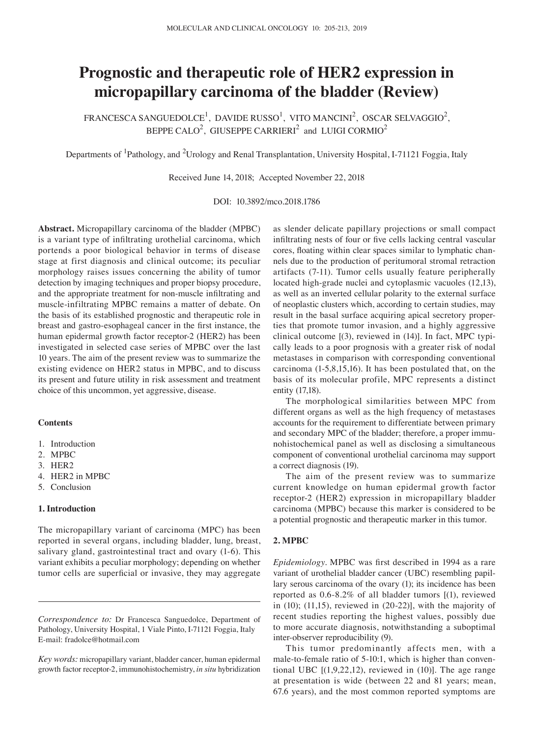# Prognostic and therapeutic role of HER2 expression in micropapillary carcinoma of the bladder (Review)

FRANCESCA SANGUEDOLCE[1], DAVIDE RUSSO[1], VITO MANCINI[2], OSCAR SELVAGGIO[2], BEPPE CALO[2], GIUSEPPE CARRIERI[2] and LUIGI CORMIO[2]

Departments of [1]Pathology, and [2]Urology and Renal Transplantation, University Hospital, I-71121 Foggia, Italy

Received June 14, 2018; Accepted November 22, 2018

DOI: 10.3892/mco.2018.1786

**Abstract.** Micropapillary carcinoma of the bladder (MPBC) is a variant type of infiltrating urothelial carcinoma, which portends a poor biological behavior in terms of disease stage at first diagnosis and clinical outcome; its peculiar morphology raises issues concerning the ability of tumor detection by imaging techniques and proper biopsy procedure, and the appropriate treatment for non-muscle infiltrating and muscle-infiltrating MPBC remains a matter of debate. On the basis of its established prognostic and therapeutic role in breast and gastro-esophageal cancer in the first instance, the human epidermal growth factor receptor-2 (HER2) has been investigated in selected case series of MPBC over the last 10 years. The aim of the present review was to summarize the existing evidence on HER2 status in MPBC, and to discuss its present and future utility in risk assessment and treatment choice of this uncommon, yet aggressive, disease.

**Contents**

1. Introduction
2. MPBC
3. HER2
4. HER2 in MPBC
5. Conclusion

## 1. Introduction

The micropapillary variant of carcinoma (MPC) has been reported in several organs, including bladder, lung, breast, salivary gland, gastrointestinal tract and ovary (1-6). This variant exhibits a peculiar morphology; depending on whether tumor cells are superficial or invasive, they may aggregate as slender delicate papillary projections or small compact infiltrating nests of four or five cells lacking central vascular cores, floating within clear spaces similar to lymphatic channels due to the production of peritumoral stromal retraction artifacts (7-11). Tumor cells usually feature peripherally located high-grade nuclei and cytoplasmic vacuoles (12,13), as well as an inverted cellular polarity to the external surface of neoplastic clusters which, according to certain studies, may result in the basal surface acquiring apical secretory properties that promote tumor invasion, and a highly aggressive clinical outcome [(3), reviewed in (14)]. In fact, MPC typically leads to a poor prognosis with a greater risk of nodal metastases in comparison with corresponding conventional carcinoma (1-5,8,15,16). It has been postulated that, on the basis of its molecular profile, MPC represents a distinct entity (17,18).

The morphological similarities between MPC from different organs as well as the high frequency of metastases accounts for the requirement to differentiate between primary and secondary MPC of the bladder; therefore, a proper immunohistochemical panel as well as disclosing a simultaneous component of conventional urothelial carcinoma may support a correct diagnosis (19).

The aim of the present review was to summarize current knowledge on human epidermal growth factor receptor-2 (HER2) expression in micropapillary bladder carcinoma (MPBC) because this marker is considered to be a potential prognostic and therapeutic marker in this tumor.

## 2. MPBC

*Epidemiology.* MPBC was first described in 1994 as a rare variant of urothelial bladder cancer (UBC) resembling papillary serous carcinoma of the ovary (1); its incidence has been reported as 0.6-8.2% of all bladder tumors [(1), reviewed in (10); (11,15), reviewed in (20-22)], with the majority of recent studies reporting the highest values, possibly due to more accurate diagnosis, notwithstanding a suboptimal inter-observer reproducibility (9).

This tumor predominantly affects men, with a male-to-female ratio of 5-10:1, which is higher than conventional UBC [(1,9,22,12), reviewed in (10)]. The age range at presentation is wide (between 22 and 81 years; mean, 67.6 years), and the most common reported symptoms are

---

*Correspondence to:* Dr Francesca Sanguedolce, Department of Pathology, University Hospital, 1 Viale Pinto, I-71121 Foggia, Italy
E-mail: fradolce@hotmail.com

*Key words:* micropapillary variant, bladder cancer, human epidermal growth factor receptor-2, immunohistochemistry, *in situ* hybridization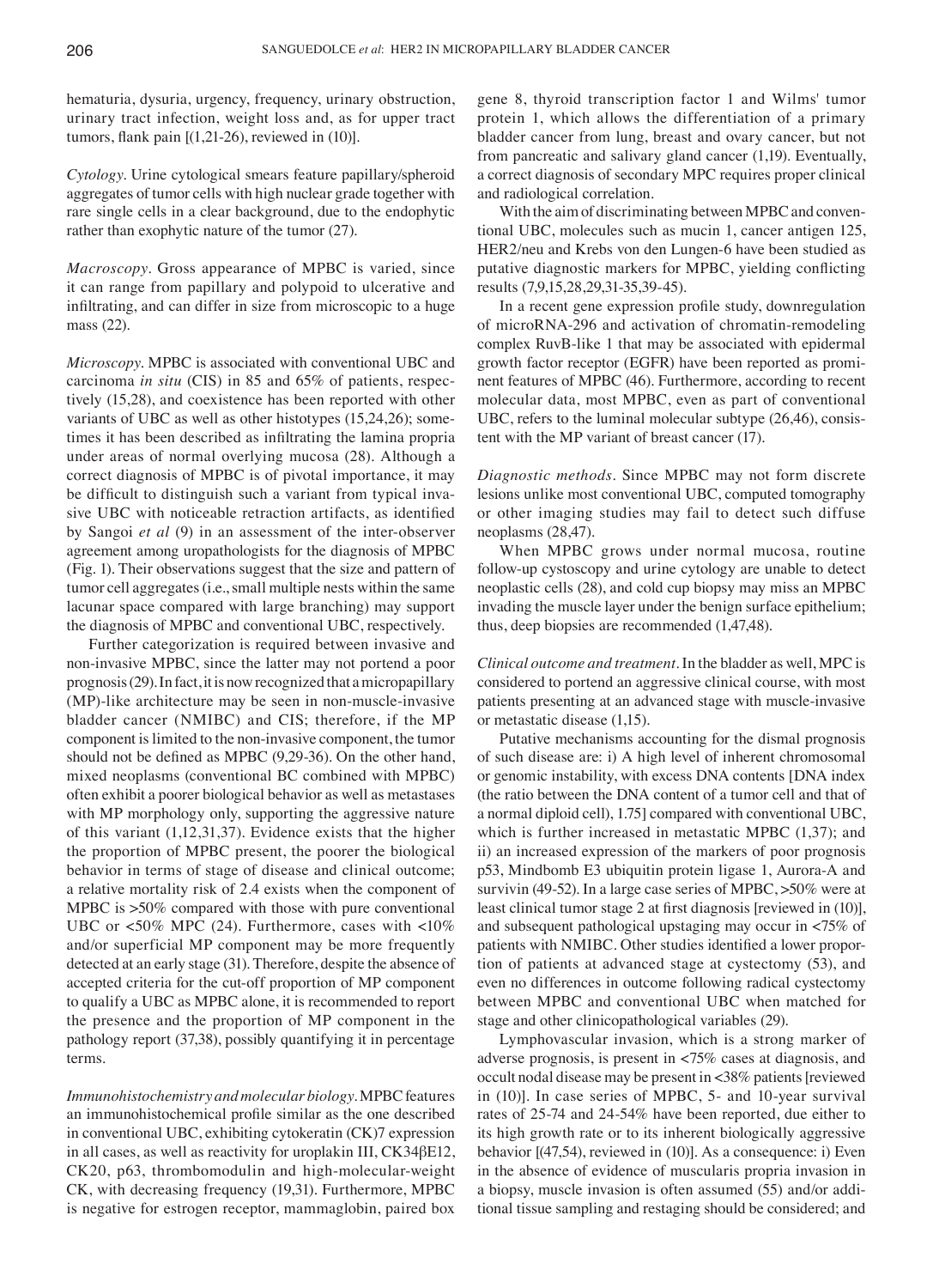hematuria, dysuria, urgency, frequency, urinary obstruction, urinary tract infection, weight loss and, as for upper tract tumors, flank pain [(1,21-26), reviewed in (10)].

*Cytology.* Urine cytological smears feature papillary/spheroid aggregates of tumor cells with high nuclear grade together with rare single cells in a clear background, due to the endophytic rather than exophytic nature of the tumor (27).

*Macroscopy.* Gross appearance of MPBC is varied, since it can range from papillary and polypoid to ulcerative and infiltrating, and can differ in size from microscopic to a huge mass (22).

*Microscopy.* MPBC is associated with conventional UBC and carcinoma *in situ* (CIS) in 85 and 65% of patients, respectively (15,28), and coexistence has been reported with other variants of UBC as well as other histotypes (15,24,26); sometimes it has been described as infiltrating the lamina propria under areas of normal overlying mucosa (28). Although a correct diagnosis of MPBC is of pivotal importance, it may be difficult to distinguish such a variant from typical invasive UBC with noticeable retraction artifacts, as identified by Sangoi *et al* (9) in an assessment of the inter-observer agreement among uropathologists for the diagnosis of MPBC (Fig. 1). Their observations suggest that the size and pattern of tumor cell aggregates (i.e., small multiple nests within the same lacunar space compared with large branching) may support the diagnosis of MPBC and conventional UBC, respectively.

Further categorization is required between invasive and non-invasive MPBC, since the latter may not portend a poor prognosis (29). In fact, it is now recognized that a micropapillary (MP)-like architecture may be seen in non-muscle-invasive bladder cancer (NMIBC) and CIS; therefore, if the MP component is limited to the non-invasive component, the tumor should not be defined as MPBC (9,29-36). On the other hand, mixed neoplasms (conventional BC combined with MPBC) often exhibit a poorer biological behavior as well as metastases with MP morphology only, supporting the aggressive nature of this variant (1,12,31,37). Evidence exists that the higher the proportion of MPBC present, the poorer the biological behavior in terms of stage of disease and clinical outcome; a relative mortality risk of 2.4 exists when the component of MPBC is >50% compared with those with pure conventional UBC or <50% MPC (24). Furthermore, cases with <10% and/or superficial MP component may be more frequently detected at an early stage (31). Therefore, despite the absence of accepted criteria for the cut-off proportion of MP component to qualify a UBC as MPBC alone, it is recommended to report the presence and the proportion of MP component in the pathology report (37,38), possibly quantifying it in percentage terms.

*Immunohistochemistry and molecular biology.* MPBC features an immunohistochemical profile similar as the one described in conventional UBC, exhibiting cytokeratin (CK)7 expression in all cases, as well as reactivity for uroplakin III, CK34βE12, CK20, p63, thrombomodulin and high-molecular-weight CK, with decreasing frequency (19,31). Furthermore, MPBC is negative for estrogen receptor, mammaglobin, paired box gene 8, thyroid transcription factor 1 and Wilms' tumor protein 1, which allows the differentiation of a primary bladder cancer from lung, breast and ovary cancer, but not from pancreatic and salivary gland cancer (1,19). Eventually, a correct diagnosis of secondary MPC requires proper clinical and radiological correlation.

With the aim of discriminating between MPBC and conventional UBC, molecules such as mucin 1, cancer antigen 125, HER2/neu and Krebs von den Lungen-6 have been studied as putative diagnostic markers for MPBC, yielding conflicting results (7,9,15,28,29,31-35,39-45).

In a recent gene expression profile study, downregulation of microRNA-296 and activation of chromatin-remodeling complex RuvB-like 1 that may be associated with epidermal growth factor receptor (EGFR) have been reported as prominent features of MPBC (46). Furthermore, according to recent molecular data, most MPBC, even as part of conventional UBC, refers to the luminal molecular subtype (26,46), consistent with the MP variant of breast cancer (17).

*Diagnostic methods.* Since MPBC may not form discrete lesions unlike most conventional UBC, computed tomography or other imaging studies may fail to detect such diffuse neoplasms (28,47).

When MPBC grows under normal mucosa, routine follow-up cystoscopy and urine cytology are unable to detect neoplastic cells (28), and cold cup biopsy may miss an MPBC invading the muscle layer under the benign surface epithelium; thus, deep biopsies are recommended (1,47,48).

*Clinical outcome and treatment.* In the bladder as well, MPC is considered to portend an aggressive clinical course, with most patients presenting at an advanced stage with muscle-invasive or metastatic disease (1,15).

Putative mechanisms accounting for the dismal prognosis of such disease are: i) A high level of inherent chromosomal or genomic instability, with excess DNA contents [DNA index (the ratio between the DNA content of a tumor cell and that of a normal diploid cell), 1.75] compared with conventional UBC, which is further increased in metastatic MPBC (1,37); and ii) an increased expression of the markers of poor prognosis p53, Mindbomb E3 ubiquitin protein ligase 1, Aurora-A and survivin (49-52). In a large case series of MPBC, >50% were at least clinical tumor stage 2 at first diagnosis [reviewed in (10)], and subsequent pathological upstaging may occur in <75% of patients with NMIBC. Other studies identified a lower proportion of patients at advanced stage at cystectomy (53), and even no differences in outcome following radical cystectomy between MPBC and conventional UBC when matched for stage and other clinicopathological variables (29).

Lymphovascular invasion, which is a strong marker of adverse prognosis, is present in <75% cases at diagnosis, and occult nodal disease may be present in <38% patients [reviewed in (10)]. In case series of MPBC, 5- and 10-year survival rates of 25-74 and 24-54% have been reported, due either to its high growth rate or to its inherent biologically aggressive behavior [(47,54), reviewed in (10)]. As a consequence: i) Even in the absence of evidence of muscularis propria invasion in a biopsy, muscle invasion is often assumed (55) and/or additional tissue sampling and restaging should be considered; and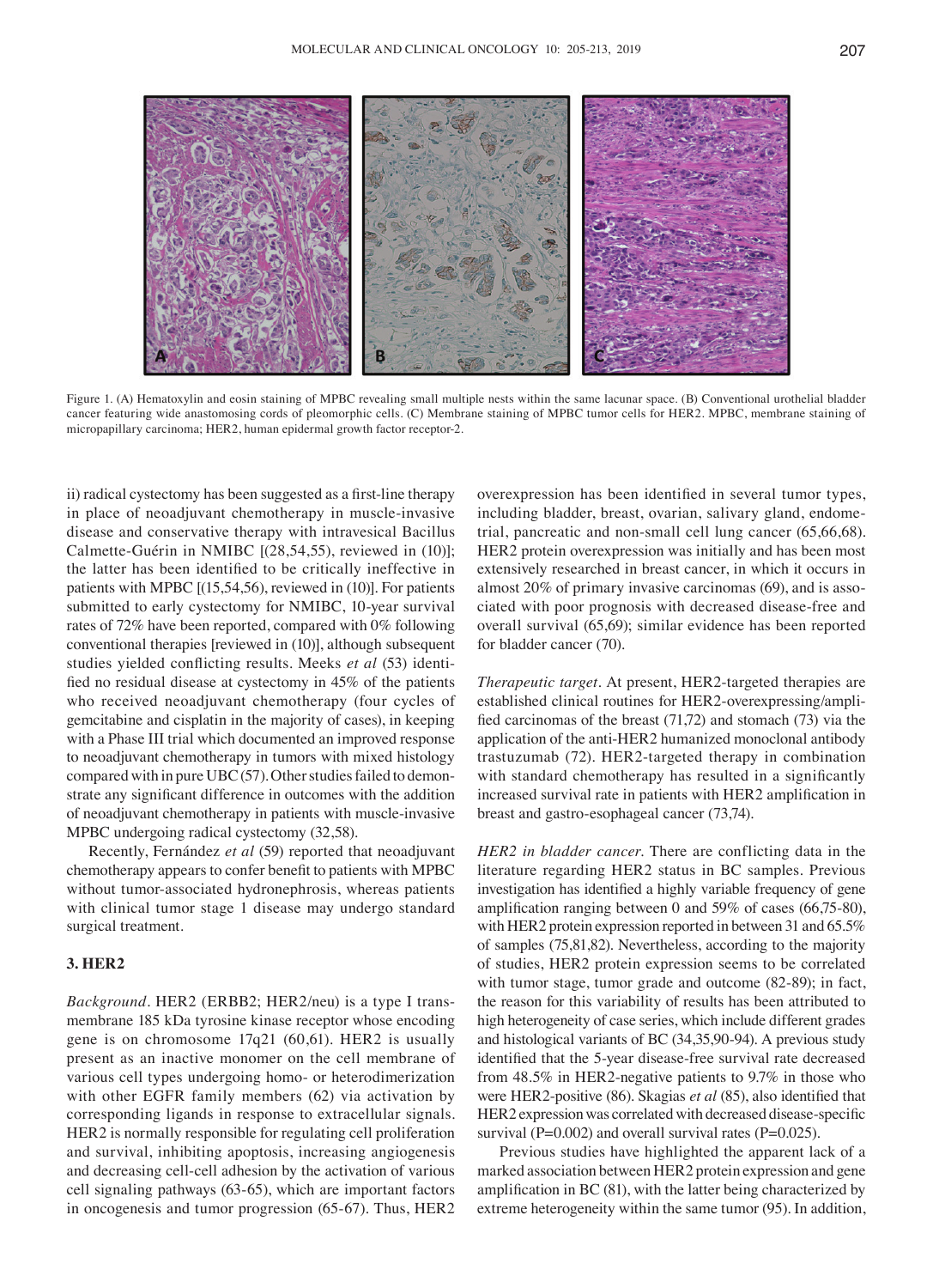Figure 1. (A) Hematoxylin and eosin staining of MPBC revealing small multiple nests within the same lacunar space. (B) Conventional urothelial bladder cancer featuring wide anastomosing cords of pleomorphic cells. (C) Membrane staining of MPBC tumor cells for HER2. MPBC, membrane staining of micropapillary carcinoma; HER2, human epidermal growth factor receptor-2.

ii) radical cystectomy has been suggested as a first-line therapy in place of neoadjuvant chemotherapy in muscle-invasive disease and conservative therapy with intravesical Bacillus Calmette-Guérin in NMIBC [(28,54,55), reviewed in (10)]; the latter has been identified to be critically ineffective in patients with MPBC [(15,54,56), reviewed in (10)]. For patients submitted to early cystectomy for NMIBC, 10-year survival rates of 72% have been reported, compared with 0% following conventional therapies [reviewed in (10)], although subsequent studies yielded conflicting results. Meeks *et al* (53) identified no residual disease at cystectomy in 45% of the patients who received neoadjuvant chemotherapy (four cycles of gemcitabine and cisplatin in the majority of cases), in keeping with a Phase III trial which documented an improved response to neoadjuvant chemotherapy in tumors with mixed histology compared with in pure UBC (57). Other studies failed to demonstrate any significant difference in outcomes with the addition of neoadjuvant chemotherapy in patients with muscle-invasive MPBC undergoing radical cystectomy (32,58).

Recently, Fernández *et al* (59) reported that neoadjuvant chemotherapy appears to confer benefit to patients with MPBC without tumor-associated hydronephrosis, whereas patients with clinical tumor stage 1 disease may undergo standard surgical treatment.

## 3. HER2

*Background*. HER2 (ERBB2; HER2/neu) is a type I transmembrane 185 kDa tyrosine kinase receptor whose encoding gene is on chromosome 17q21 (60,61). HER2 is usually present as an inactive monomer on the cell membrane of various cell types undergoing homo- or heterodimerization with other EGFR family members (62) via activation by corresponding ligands in response to extracellular signals. HER2 is normally responsible for regulating cell proliferation and survival, inhibiting apoptosis, increasing angiogenesis and decreasing cell-cell adhesion by the activation of various cell signaling pathways (63-65), which are important factors in oncogenesis and tumor progression (65-67). Thus, HER2 overexpression has been identified in several tumor types, including bladder, breast, ovarian, salivary gland, endometrial, pancreatic and non-small cell lung cancer (65,66,68). HER2 protein overexpression was initially and has been most extensively researched in breast cancer, in which it occurs in almost 20% of primary invasive carcinomas (69), and is associated with poor prognosis with decreased disease-free and overall survival (65,69); similar evidence has been reported for bladder cancer (70).

*Therapeutic target*. At present, HER2-targeted therapies are established clinical routines for HER2-overexpressing/amplified carcinomas of the breast (71,72) and stomach (73) via the application of the anti-HER2 humanized monoclonal antibody trastuzumab (72). HER2-targeted therapy in combination with standard chemotherapy has resulted in a significantly increased survival rate in patients with HER2 amplification in breast and gastro-esophageal cancer (73,74).

*HER2 in bladder cancer*. There are conflicting data in the literature regarding HER2 status in BC samples. Previous investigation has identified a highly variable frequency of gene amplification ranging between 0 and 59% of cases (66,75-80), with HER2 protein expression reported in between 31 and 65.5% of samples (75,81,82). Nevertheless, according to the majority of studies, HER2 protein expression seems to be correlated with tumor stage, tumor grade and outcome (82-89); in fact, the reason for this variability of results has been attributed to high heterogeneity of case series, which include different grades and histological variants of BC (34,35,90-94). A previous study identified that the 5-year disease-free survival rate decreased from 48.5% in HER2-negative patients to 9.7% in those who were HER2-positive (86). Skagias *et al* (85), also identified that HER2 expression was correlated with decreased disease-specific survival ($P=0.002$) and overall survival rates ($P=0.025$).

Previous studies have highlighted the apparent lack of a marked association between HER2 protein expression and gene amplification in BC (81), with the latter being characterized by extreme heterogeneity within the same tumor (95). In addition,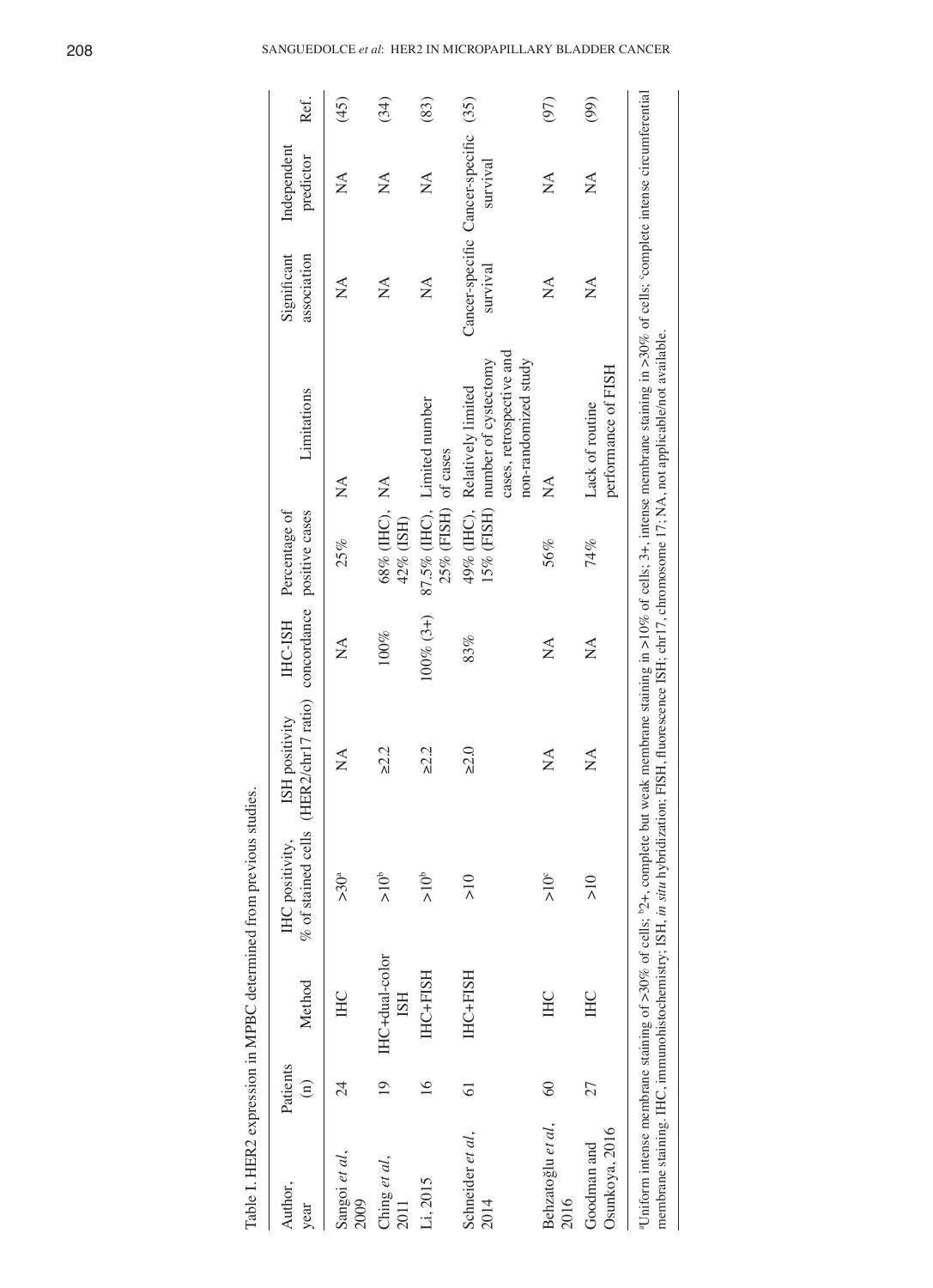Table I. HER2 expression in MPBC determined from previous studies.

| Author, year | Patients (n) | Method | IHC positivity, % of stained cells | ISH positivity (HER2/chr17 ratio) | IHC-ISH concordance | Percentage of positive cases | Limitations | Significant association | Independent predictor | Ref. |
|---|---|---|---|---|---|---|---|---|---|---|
| Sangoi *et al*, 2009 | 24 | IHC | >30[a] | NA | NA | 25% | NA | NA | NA | (45) |
| Ching *et al*, 2011 | 19 | IHC+dual-color ISH | >10[b] | ≥2.2 | 100% | 68% (IHC), 42% (ISH) | NA | NA | NA | (34) |
| Li, 2015 | 16 | IHC+FISH | >10[b] | ≥2.2 | 100% (3+) | 87.5% (IHC), 25% (FISH) | Limited number of cases | NA | NA | (83) |
| Schneider *et al*, 2014 | 61 | IHC+FISH | >10 | ≥2.0 | 83% | 49% (IHC), 15% (FISH) | Relatively limited number of cystectomy cases, retrospective and non-randomized study | Cancer-specific survival | Cancer-specific survival | (35) |
| Behzatoğlu *et al*, 2016 | 60 | IHC | >10[c] | NA | NA | 56% | NA | NA | NA | (97) |
| Goodman and Osunkoya, 2016 | 27 | IHC | >10 | NA | NA | 74% | Lack of routine performance of FISH | NA | NA | (99) |

[a]Uniform intense membrane staining of >30% of cells; [b]2+, complete but weak membrane staining in >10% of cells; 3+, intense membrane staining in >30% of cells; [c]complete intense circumferential membrane staining. IHC, immunohistochemistry; ISH, *in situ* hybridization; FISH, fluorescence ISH; chr17, chromosome 17; NA, not applicable/not available.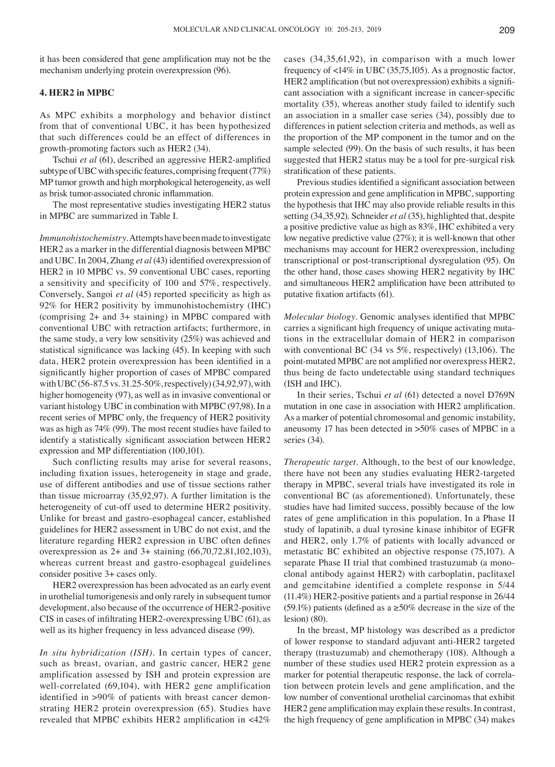it has been considered that gene amplification may not be the mechanism underlying protein overexpression (96).

## 4. HER2 in MPBC

As MPC exhibits a morphology and behavior distinct from that of conventional UBC, it has been hypothesized that such differences could be an effect of differences in growth-promoting factors such as HER2 (34).

Tschui *et al* (61), described an aggressive HER2-amplified subtype of UBC with specific features, comprising frequent (77%) MP tumor growth and high morphological heterogeneity, as well as brisk tumor-associated chronic inflammation.

The most representative studies investigating HER2 status in MPBC are summarized in Table I.

*Immunohistochemistry*. Attempts have been made to investigate HER2 as a marker in the differential diagnosis between MPBC and UBC. In 2004, Zhang *et al* (43) identified overexpression of HER2 in 10 MPBC vs. 59 conventional UBC cases, reporting a sensitivity and specificity of 100 and 57%, respectively. Conversely, Sangoi *et al* (45) reported specificity as high as 92% for HER2 positivity by immunohistochemistry (IHC) (comprising 2+ and 3+ staining) in MPBC compared with conventional UBC with retraction artifacts; furthermore, in the same study, a very low sensitivity (25%) was achieved and statistical significance was lacking (45). In keeping with such data, HER2 protein overexpression has been identified in a significantly higher proportion of cases of MPBC compared with UBC (56-87.5 vs. 31.25-50%, respectively) (34,92,97), with higher homogeneity (97), as well as in invasive conventional or variant histology UBC in combination with MPBC (97,98). In a recent series of MPBC only, the frequency of HER2 positivity was as high as 74% (99). The most recent studies have failed to identify a statistically significant association between HER2 expression and MP differentiation (100,101).

Such conflicting results may arise for several reasons, including fixation issues, heterogeneity in stage and grade, use of different antibodies and use of tissue sections rather than tissue microarray (35,92,97). A further limitation is the heterogeneity of cut-off used to determine HER2 positivity. Unlike for breast and gastro-esophageal cancer, established guidelines for HER2 assessment in UBC do not exist, and the literature regarding HER2 expression in UBC often defines overexpression as 2+ and 3+ staining (66,70,72,81,102,103), whereas current breast and gastro-esophageal guidelines consider positive 3+ cases only.

HER2 overexpression has been advocated as an early event in urothelial tumorigenesis and only rarely in subsequent tumor development, also because of the occurrence of HER2-positive CIS in cases of infiltrating HER2-overexpressing UBC (61), as well as its higher frequency in less advanced disease (99).

*In situ hybridization (ISH)*. In certain types of cancer, such as breast, ovarian, and gastric cancer, HER2 gene amplification assessed by ISH and protein expression are well-correlated (69,104), with HER2 gene amplification identified in >90% of patients with breast cancer demonstrating HER2 protein overexpression (65). Studies have revealed that MPBC exhibits HER2 amplification in <42% cases (34,35,61,92), in comparison with a much lower frequency of <14% in UBC (35,75,105). As a prognostic factor, HER2 amplification (but not overexpression) exhibits a significant association with a significant increase in cancer-specific mortality (35), whereas another study failed to identify such an association in a smaller case series (34), possibly due to differences in patient selection criteria and methods, as well as the proportion of the MP component in the tumor and on the sample selected (99). On the basis of such results, it has been suggested that HER2 status may be a tool for pre-surgical risk stratification of these patients.

Previous studies identified a significant association between protein expression and gene amplification in MPBC, supporting the hypothesis that IHC may also provide reliable results in this setting (34,35,92). Schneider *et al* (35), highlighted that, despite a positive predictive value as high as 83%, IHC exhibited a very low negative predictive value (27%); it is well-known that other mechanisms may account for HER2 overexpression, including transcriptional or post-transcriptional dysregulation (95). On the other hand, those cases showing HER2 negativity by IHC and simultaneous HER2 amplification have been attributed to putative fixation artifacts (61).

*Molecular biology*. Genomic analyses identified that MPBC carries a significant high frequency of unique activating mutations in the extracellular domain of HER2 in comparison with conventional BC (34 vs 5%, respectively) (13,106). The point-mutated MPBC are not amplified nor overexpress HER2, thus being de facto undetectable using standard techniques (ISH and IHC).

In their series, Tschui *et al* (61) detected a novel D769N mutation in one case in association with HER2 amplification. As a marker of potential chromosomal and genomic instability, aneusomy 17 has been detected in >50% cases of MPBC in a series (34).

*Therapeutic target*. Although, to the best of our knowledge, there have not been any studies evaluating HER2-targeted therapy in MPBC, several trials have investigated its role in conventional BC (as aforementioned). Unfortunately, these studies have had limited success, possibly because of the low rates of gene amplification in this population. In a Phase II study of lapatinib, a dual tyrosine kinase inhibitor of EGFR and HER2, only 1.7% of patients with locally advanced or metastatic BC exhibited an objective response (75,107). A separate Phase II trial that combined trastuzumab (a monoclonal antibody against HER2) with carboplatin, paclitaxel and gemcitabine identified a complete response in 5/44 (11.4%) HER2-positive patients and a partial response in 26/44 (59.1%) patients (defined as a ≥50% decrease in the size of the lesion) (80).

In the breast, MP histology was described as a predictor of lower response to standard adjuvant anti-HER2 targeted therapy (trastuzumab) and chemotherapy (108). Although a number of these studies used HER2 protein expression as a marker for potential therapeutic response, the lack of correlation between protein levels and gene amplification, and the low number of conventional urothelial carcinomas that exhibit HER2 gene amplification may explain these results. In contrast, the high frequency of gene amplification in MPBC (34) makes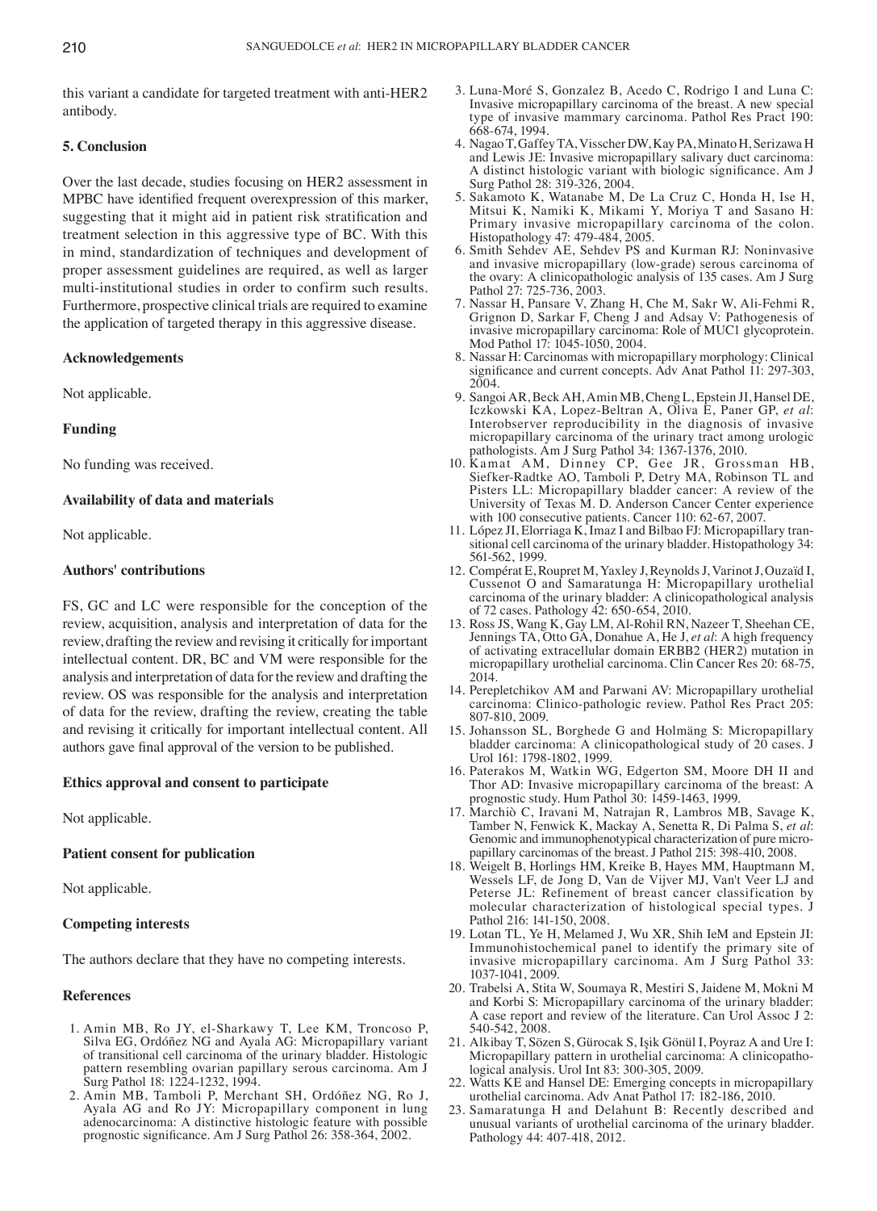this variant a candidate for targeted treatment with anti-HER2 antibody.

## 5. Conclusion

Over the last decade, studies focusing on HER2 assessment in MPBC have identified frequent overexpression of this marker, suggesting that it might aid in patient risk stratification and treatment selection in this aggressive type of BC. With this in mind, standardization of techniques and development of proper assessment guidelines are required, as well as larger multi-institutional studies in order to confirm such results. Furthermore, prospective clinical trials are required to examine the application of targeted therapy in this aggressive disease.

## Acknowledgements

Not applicable.

## Funding

No funding was received.

## Availability of data and materials

Not applicable.

## Authors' contributions

FS, GC and LC were responsible for the conception of the review, acquisition, analysis and interpretation of data for the review, drafting the review and revising it critically for important intellectual content. DR, BC and VM were responsible for the analysis and interpretation of data for the review and drafting the review. OS was responsible for the analysis and interpretation of data for the review, drafting the review, creating the table and revising it critically for important intellectual content. All authors gave final approval of the version to be published.

## Ethics approval and consent to participate

Not applicable.

## Patient consent for publication

Not applicable.

## Competing interests

The authors declare that they have no competing interests.

## References

1. Amin MB, Ro JY, el-Sharkawy T, Lee KM, Troncoso P, Silva EG, Ordóñez NG and Ayala AG: Micropapillary variant of transitional cell carcinoma of the urinary bladder. Histologic pattern resembling ovarian papillary serous carcinoma. Am J Surg Pathol 18: 1224-1232, 1994.
2. Amin MB, Tamboli P, Merchant SH, Ordóñez NG, Ro J, Ayala AG and Ro JY: Micropapillary component in lung adenocarcinoma: A distinctive histologic feature with possible prognostic significance. Am J Surg Pathol 26: 358-364, 2002.
3. Luna-Moré S, Gonzalez B, Acedo C, Rodrigo I and Luna C: Invasive micropapillary carcinoma of the breast. A new special type of invasive mammary carcinoma. Pathol Res Pract 190: 668-674, 1994.
4. Nagao T, Gaffey TA, Visscher DW, Kay PA, Minato H, Serizawa H and Lewis JE: Invasive micropapillary salivary duct carcinoma: A distinct histologic variant with biologic significance. Am J Surg Pathol 28: 319-326, 2004.
5. Sakamoto K, Watanabe M, De La Cruz C, Honda H, Ise H, Mitsui K, Namiki K, Mikami Y, Moriya T and Sasano H: Primary invasive micropapillary carcinoma of the colon. Histopathology 47: 479-484, 2005.
6. Smith Sehdev AE, Sehdev PS and Kurman RJ: Noninvasive and invasive micropapillary (low-grade) serous carcinoma of the ovary: A clinicopathologic analysis of 135 cases. Am J Surg Pathol 27: 725-736, 2003.
7. Nassar H, Pansare V, Zhang H, Che M, Sakr W, Ali-Fehmi R, Grignon D, Sarkar F, Cheng J and Adsay V: Pathogenesis of invasive micropapillary carcinoma: Role of MUC1 glycoprotein. Mod Pathol 17: 1045-1050, 2004.
8. Nassar H: Carcinomas with micropapillary morphology: Clinical significance and current concepts. Adv Anat Pathol 11: 297-303, 2004.
9. Sangoi AR, Beck AH, Amin MB, Cheng L, Epstein JI, Hansel DE, Iczkowski KA, Lopez-Beltran A, Oliva E, Paner GP, *et al*: Interobserver reproducibility in the diagnosis of invasive micropapillary carcinoma of the urinary tract among urologic pathologists. Am J Surg Pathol 34: 1367-1376, 2010.
10. Kamat AM, Dinney CP, Gee JR, Grossman HB, Siefker-Radtke AO, Tamboli P, Detry MA, Robinson TL and Pisters LL: Micropapillary bladder cancer: A review of the University of Texas M. D. Anderson Cancer Center experience with 100 consecutive patients. Cancer 110: 62-67, 2007.
11. López JI, Elorriaga K, Imaz I and Bilbao FJ: Micropapillary transitional cell carcinoma of the urinary bladder. Histopathology 34: 561-562, 1999.
12. Compérat E, Roupret M, Yaxley J, Reynolds J, Varinot J, Ouzaïd I, Cussenot O and Samaratunga H: Micropapillary urothelial carcinoma of the urinary bladder: A clinicopathological analysis of 72 cases. Pathology 42: 650-654, 2010.
13. Ross JS, Wang K, Gay LM, Al-Rohil RN, Nazeer T, Sheehan CE, Jennings TA, Otto GA, Donahue A, He J, *et al*: A high frequency of activating extracellular domain ERBB2 (HER2) mutation in micropapillary urothelial carcinoma. Clin Cancer Res 20: 68-75, 2014.
14. Perepletchikov AM and Parwani AV: Micropapillary urothelial carcinoma: Clinico-pathologic review. Pathol Res Pract 205: 807-810, 2009.
15. Johansson SL, Borghede G and Holmäng S: Micropapillary bladder carcinoma: A clinicopathological study of 20 cases. J Urol 161: 1798-1802, 1999.
16. Paterakos M, Watkin WG, Edgerton SM, Moore DH II and Thor AD: Invasive micropapillary carcinoma of the breast: A prognostic study. Hum Pathol 30: 1459-1463, 1999.
17. Marchiò C, Iravani M, Natrajan R, Lambros MB, Savage K, Tamber N, Fenwick K, Mackay A, Senetta R, Di Palma S, *et al*: Genomic and immunophenotypical characterization of pure micropapillary carcinomas of the breast. J Pathol 215: 398-410, 2008.
18. Weigelt B, Horlings HM, Kreike B, Hayes MM, Hauptmann M, Wessels LF, de Jong D, Van de Vijver MJ, Van't Veer LJ and Peterse JL: Refinement of breast cancer classification by molecular characterization of histological special types. J Pathol 216: 141-150, 2008.
19. Lotan TL, Ye H, Melamed J, Wu XR, Shih IeM and Epstein JI: Immunohistochemical panel to identify the primary site of invasive micropapillary carcinoma. Am J Surg Pathol 33: 1037-1041, 2009.
20. Trabelsi A, Stita W, Soumaya R, Mestiri S, Jaidene M, Mokni M and Korbi S: Micropapillary carcinoma of the urinary bladder: A case report and review of the literature. Can Urol Assoc J 2: 540-542, 2008.
21. Alkibay T, Sözen S, Gürocak S, Işik Gönül I, Poyraz A and Ure I: Micropapillary pattern in urothelial carcinoma: A clinicopathological analysis. Urol Int 83: 300-305, 2009.
22. Watts KE and Hansel DE: Emerging concepts in micropapillary urothelial carcinoma. Adv Anat Pathol 17: 182-186, 2010.
23. Samaratunga H and Delahunt B: Recently described and unusual variants of urothelial carcinoma of the urinary bladder. Pathology 44: 407-418, 2012.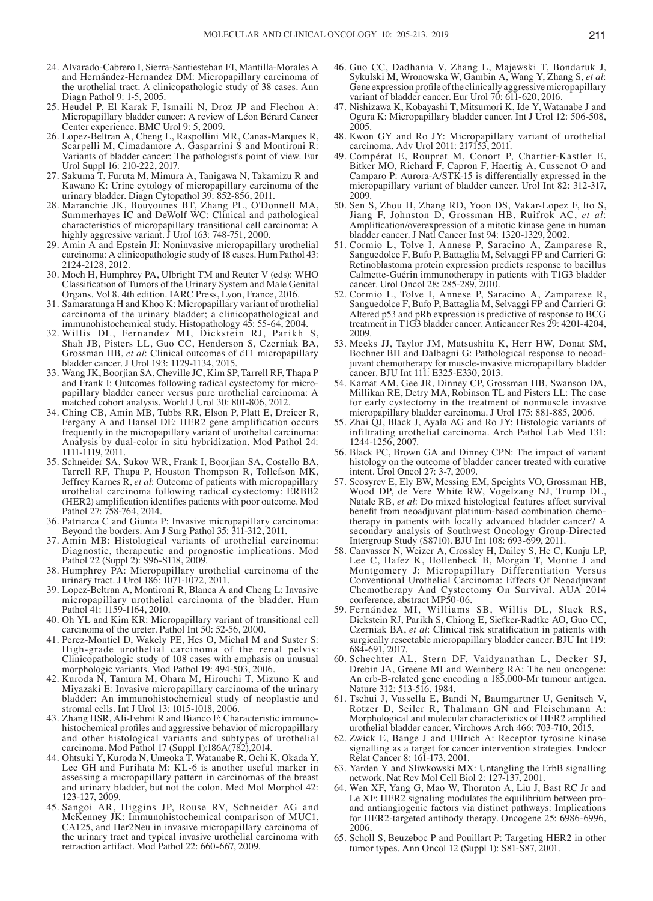24. Alvarado-Cabrero I, Sierra-Santiesteban FI, Mantilla-Morales A and Hernández-Hernandez DM: Micropapillary carcinoma of the urothelial tract. A clinicopathologic study of 38 cases. Ann Diagn Pathol 9: 1-5, 2005.
25. Heudel P, El Karak F, Ismaili N, Droz JP and Flechon A: Micropapillary bladder cancer: A review of Léon Bérard Cancer Center experience. BMC Urol 9: 5, 2009.
26. Lopez-Beltran A, Cheng L, Raspollini MR, Canas-Marques R, Scarpelli M, Cimadamore A, Gasparrini S and Montironi R: Variants of bladder cancer: The pathologist's point of view. Eur Urol Suppl 16: 210-222, 2017.
27. Sakuma T, Furuta M, Mimura A, Tanigawa N, Takamizu R and Kawano K: Urine cytology of micropapillary carcinoma of the urinary bladder. Diagn Cytopathol 39: 852-856, 2011.
28. Maranchie JK, Bouyounes BT, Zhang PL, O'Donnell MA, Summerhayes IC and DeWolf WC: Clinical and pathological characteristics of micropapillary transitional cell carcinoma: A highly aggressive variant. J Urol 163: 748-751, 2000.
29. Amin A and Epstein JI: Noninvasive micropapillary urothelial carcinoma: A clinicopathologic study of 18 cases. Hum Pathol 43: 2124-2128, 2012.
30. Moch H, Humphrey PA, Ulbright TM and Reuter V (eds): WHO Classification of Tumors of the Urinary System and Male Genital Organs. Vol 8. 4th edition. IARC Press, Lyon, France, 2016.
31. Samaratunga H and Khoo K: Micropapillary variant of urothelial carcinoma of the urinary bladder; a clinicopathological and immunohistochemical study. Histopathology 45: 55-64, 2004.
32. Willis DL, Fernandez MI, Dickstein RJ, Parikh S, Shah JB, Pisters LL, Guo CC, Henderson S, Czerniak BA, Grossman HB, *et al*: Clinical outcomes of cT1 micropapillary bladder cancer. J Urol 193: 1129-1134, 2015.
33. Wang JK, Boorjian SA, Cheville JC, Kim SP, Tarrell RF, Thapa P and Frank I: Outcomes following radical cystectomy for micropapillary bladder cancer versus pure urothelial carcinoma: A matched cohort analysis. World J Urol 30: 801-806, 2012.
34. Ching CB, Amin MB, Tubbs RR, Elson P, Platt E, Dreicer R, Fergany A and Hansel DE: HER2 gene amplification occurs frequently in the micropapillary variant of urothelial carcinoma: Analysis by dual-color in situ hybridization. Mod Pathol 24: 1111-1119, 2011.
35. Schneider SA, Sukov WR, Frank I, Boorjian SA, Costello BA, Tarrell RF, Thapa P, Houston Thompson R, Tollefson MK, Jeffrey Karnes R, *et al*: Outcome of patients with micropapillary urothelial carcinoma following radical cystectomy: ERBB2 (HER2) amplification identifies patients with poor outcome. Mod Pathol 27: 758-764, 2014.
36. Patriarca C and Giunta P: Invasive micropapillary carcinoma: Beyond the borders. Am J Surg Pathol 35: 311-312, 2011.
37. Amin MB: Histological variants of urothelial carcinoma: Diagnostic, therapeutic and prognostic implications. Mod Pathol 22 (Suppl 2): S96-S118, 2009.
38. Humphrey PA: Micropapillary urothelial carcinoma of the urinary tract. J Urol 186: 1071-1072, 2011.
39. Lopez-Beltran A, Montironi R, Blanca A and Cheng L: Invasive micropapillary urothelial carcinoma of the bladder. Hum Pathol 41: 1159-1164, 2010.
40. Oh YL and Kim KR: Micropapillary variant of transitional cell carcinoma of the ureter. Pathol Int 50: 52-56, 2000.
41. Perez-Montiel D, Wakely PE, Hes O, Michal M and Suster S: High-grade urothelial carcinoma of the renal pelvis: Clinicopathologic study of 108 cases with emphasis on unusual morphologic variants. Mod Pathol 19: 494-503, 2006.
42. Kuroda N, Tamura M, Ohara M, Hirouchi T, Mizuno K and Miyazaki E: Invasive micropapillary carcinoma of the urinary bladder: An immunohistochemical study of neoplastic and stromal cells. Int J Urol 13: 1015-1018, 2006.
43. Zhang HSR, Ali-Fehmi R and Bianco F: Characteristic immunohistochemical profiles and aggressive behavior of micropapillary and other histological variants and subtypes of urothelial carcinoma. Mod Pathol 17 (Suppl 1):186A(782),2014.
44. Ohtsuki Y, Kuroda N, Umeoka T, Watanabe R, Ochi K, Okada Y, Lee GH and Furihata M: KL-6 is another useful marker in assessing a micropapillary pattern in carcinomas of the breast and urinary bladder, but not the colon. Med Mol Morphol 42: 123-127, 2009.
45. Sangoi AR, Higgins JP, Rouse RV, Schneider AG and McKenney JK: Immunohistochemical comparison of MUC1, CA125, and Her2Neu in invasive micropapillary carcinoma of the urinary tract and typical invasive urothelial carcinoma with retraction artifact. Mod Pathol 22: 660-667, 2009.
46. Guo CC, Dadhania V, Zhang L, Majewski T, Bondaruk J, Sykulski M, Wronowska W, Gambin A, Wang Y, Zhang S, *et al*: Gene expression profile of the clinically aggressive micropapillary variant of bladder cancer. Eur Urol 70: 611-620, 2016.
47. Nishizawa K, Kobayashi T, Mitsumori K, Ide Y, Watanabe J and Ogura K: Micropapillary bladder cancer. Int J Urol 12: 506-508, 2005.
48. Kwon GY and Ro JY: Micropapillary variant of urothelial carcinoma. Adv Urol 2011: 217153, 2011.
49. Compérat E, Roupret M, Conort P, Chartier-Kastler E, Bitker MO, Richard F, Capron F, Haertig A, Cussenot O and Camparo P: Aurora-A/STK-15 is differentially expressed in the micropapillary variant of bladder cancer. Urol Int 82: 312-317, 2009.
50. Sen S, Zhou H, Zhang RD, Yoon DS, Vakar-Lopez F, Ito S, Jiang F, Johnston D, Grossman HB, Ruifrok AC, *et al*: Amplification/overexpression of a mitotic kinase gene in human bladder cancer. J Natl Cancer Inst 94: 1320-1329, 2002.
51. Cormio L, Tolve I, Annese P, Saracino A, Zamparese R, Sanguedolce F, Bufo P, Battaglia M, Selvaggi FP and Carrieri G: Retinoblastoma protein expression predicts response to bacillus Calmette-Guérin immunotherapy in patients with T1G3 bladder cancer. Urol Oncol 28: 285-289, 2010.
52. Cormio L, Tolve I, Annese P, Saracino A, Zamparese R, Sanguedolce F, Bufo P, Battaglia M, Selvaggi FP and Carrieri G: Altered p53 and pRb expression is predictive of response to BCG treatment in T1G3 bladder cancer. Anticancer Res 29: 4201-4204, 2009.
53. Meeks JJ, Taylor JM, Matsushita K, Herr HW, Donat SM, Bochner BH and Dalbagni G: Pathological response to neoadjuvant chemotherapy for muscle-invasive micropapillary bladder cancer. BJU Int 111: E325-E330, 2013.
54. Kamat AM, Gee JR, Dinney CP, Grossman HB, Swanson DA, Millikan RE, Detry MA, Robinson TL and Pisters LL: The case for early cystectomy in the treatment of nonmuscle invasive micropapillary bladder carcinoma. J Urol 175: 881-885, 2006.
55. Zhai QJ, Black J, Ayala AG and Ro JY: Histologic variants of infiltrating urothelial carcinoma. Arch Pathol Lab Med 131: 1244-1256, 2007.
56. Black PC, Brown GA and Dinney CPN: The impact of variant histology on the outcome of bladder cancer treated with curative intent. Urol Oncol 27: 3-7, 2009.
57. Scosyrev E, Ely BW, Messing EM, Speights VO, Grossman HB, Wood DP, de Vere White RW, Vogelzang NJ, Trump DL, Natale RB, *et al*: Do mixed histological features affect survival benefit from neoadjuvant platinum-based combination chemotherapy in patients with locally advanced bladder cancer? A secondary analysis of Southwest Oncology Group-Directed Intergroup Study (S8710). BJU Int 108: 693-699, 2011.
58. Canvasser N, Weizer A, Crossley H, Dailey S, He C, Kunju LP, Lee C, Hafez K, Hollenbeck B, Morgan T, Montie J and Montgomery J: Micropapillary Differentiation Versus Conventional Urothelial Carcinoma: Effects Of Neoadjuvant Chemotherapy And Cystectomy On Survival. AUA 2014 conference, abstract MP50-06.
59. Fernández MI, Williams SB, Willis DL, Slack RS, Dickstein RJ, Parikh S, Chiong E, Siefker-Radtke AO, Guo CC, Czerniak BA, *et al*: Clinical risk stratification in patients with surgically resectable micropapillary bladder cancer. BJU Int 119: 684-691, 2017.
60. Schechter AL, Stern DF, Vaidyanathan L, Decker SJ, Drebin JA, Greene MI and Weinberg RA: The neu oncogene: An erb-B-related gene encoding a 185,000-Mr tumour antigen. Nature 312: 513-516, 1984.
61. Tschui J, Vassella E, Bandi N, Baumgartner U, Genitsch V, Rotzer D, Seiler R, Thalmann GN and Fleischmann A: Morphological and molecular characteristics of HER2 amplified urothelial bladder cancer. Virchows Arch 466: 703-710, 2015.
62. Zwick E, Bange J and Ullrich A: Receptor tyrosine kinase signalling as a target for cancer intervention strategies. Endocr Relat Cancer 8: 161-173, 2001.
63. Yarden Y and Sliwkowski MX: Untangling the ErbB signalling network. Nat Rev Mol Cell Biol 2: 127-137, 2001.
64. Wen XF, Yang G, Mao W, Thornton A, Liu J, Bast RC Jr and Le XF: HER2 signaling modulates the equilibrium between pro- and antiangiogenic factors via distinct pathways: Implications for HER2-targeted antibody therapy. Oncogene 25: 6986-6996, 2006.
65. Scholl S, Beuzeboc P and Pouillart P: Targeting HER2 in other tumor types. Ann Oncol 12 (Suppl 1): S81-S87, 2001.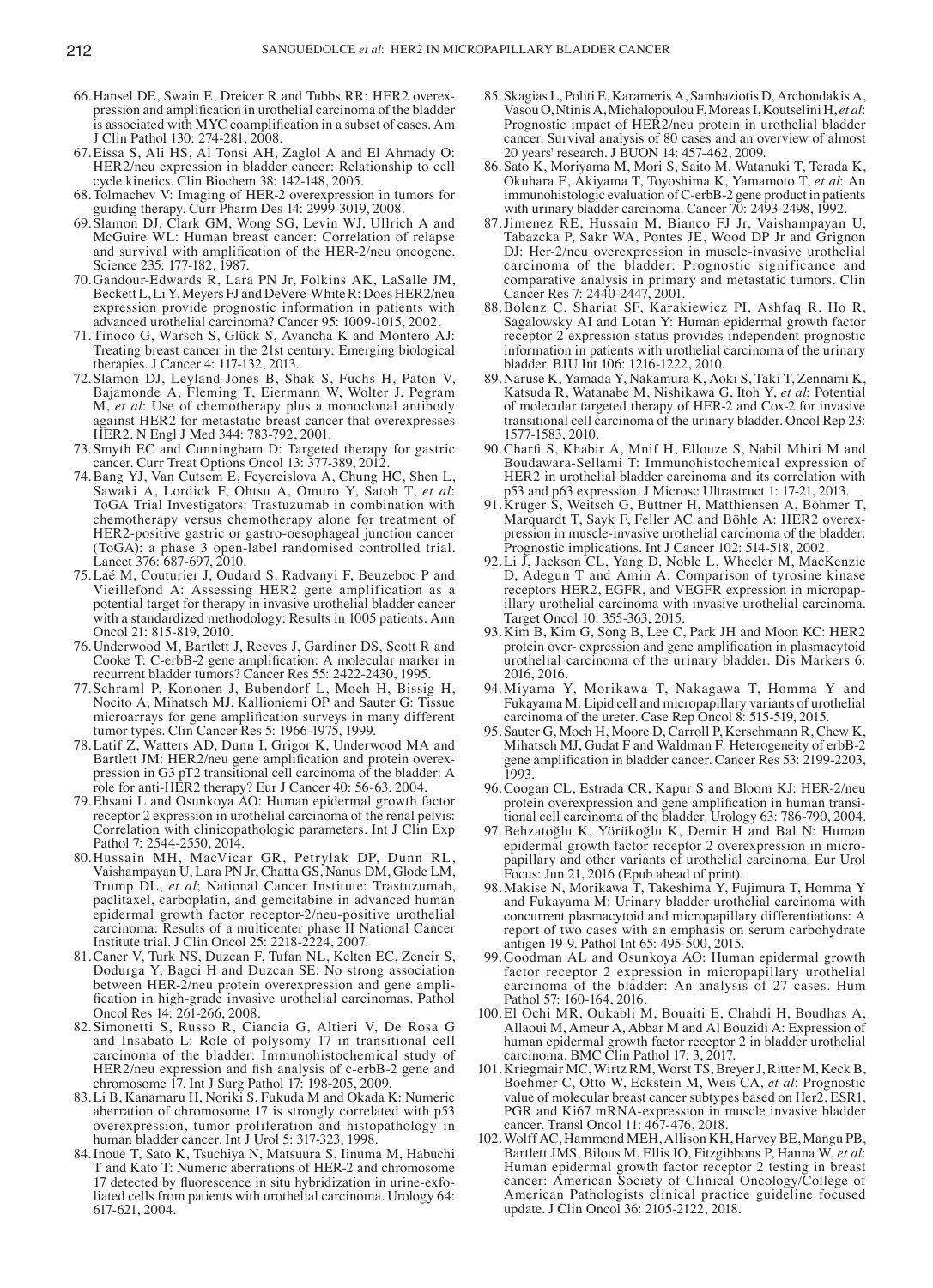66. Hansel DE, Swain E, Dreicer R and Tubbs RR: HER2 overexpression and amplification in urothelial carcinoma of the bladder is associated with MYC coamplification in a subset of cases. Am J Clin Pathol 130: 274-281, 2008.
67. Eissa S, Ali HS, Al Tonsi AH, Zaglol A and El Ahmady O: HER2/neu expression in bladder cancer: Relationship to cell cycle kinetics. Clin Biochem 38: 142-148, 2005.
68. Tolmachev V: Imaging of HER-2 overexpression in tumors for guiding therapy. Curr Pharm Des 14: 2999-3019, 2008.
69. Slamon DJ, Clark GM, Wong SG, Levin WJ, Ullrich A and McGuire WL: Human breast cancer: Correlation of relapse and survival with amplification of the HER-2/neu oncogene. Science 235: 177-182, 1987.
70. Gandour-Edwards R, Lara PN Jr, Folkins AK, LaSalle JM, Beckett L, Li Y, Meyers FJ and DeVere-White R: Does HER2/neu expression provide prognostic information in patients with advanced urothelial carcinoma? Cancer 95: 1009-1015, 2002.
71. Tinoco G, Warsch S, Glück S, Avancha K and Montero AJ: Treating breast cancer in the 21st century: Emerging biological therapies. J Cancer 4: 117-132, 2013.
72. Slamon DJ, Leyland-Jones B, Shak S, Fuchs H, Paton V, Bajamonde A, Fleming T, Eiermann W, Wolter J, Pegram M, *et al*: Use of chemotherapy plus a monoclonal antibody against HER2 for metastatic breast cancer that overexpresses HER2. N Engl J Med 344: 783-792, 2001.
73. Smyth EC and Cunningham D: Targeted therapy for gastric cancer. Curr Treat Options Oncol 13: 377-389, 2012.
74. Bang YJ, Van Cutsem E, Feyereislova A, Chung HC, Shen L, Sawaki A, Lordick F, Ohtsu A, Omuro Y, Satoh T, *et al*: ToGA Trial Investigators: Trastuzumab in combination with chemotherapy versus chemotherapy alone for treatment of HER2-positive gastric or gastro-oesophageal junction cancer (ToGA): a phase 3 open-label randomised controlled trial. Lancet 376: 687-697, 2010.
75. Laé M, Couturier J, Oudard S, Radvanyi F, Beuzeboc P and Vieillefond A: Assessing HER2 gene amplification as a potential target for therapy in invasive urothelial bladder cancer with a standardized methodology: Results in 1005 patients. Ann Oncol 21: 815-819, 2010.
76. Underwood M, Bartlett J, Reeves J, Gardiner DS, Scott R and Cooke T: C-erbB-2 gene amplification: A molecular marker in recurrent bladder tumors? Cancer Res 55: 2422-2430, 1995.
77. Schraml P, Kononen J, Bubendorf L, Moch H, Bissig H, Nocito A, Mihatsch MJ, Kallioniemi OP and Sauter G: Tissue microarrays for gene amplification surveys in many different tumor types. Clin Cancer Res 5: 1966-1975, 1999.
78. Latif Z, Watters AD, Dunn I, Grigor K, Underwood MA and Bartlett JM: HER2/neu gene amplification and protein overexpression in G3 pT2 transitional cell carcinoma of the bladder: A role for anti-HER2 therapy? Eur J Cancer 40: 56-63, 2004.
79. Ehsani L and Osunkoya AO: Human epidermal growth factor receptor 2 expression in urothelial carcinoma of the renal pelvis: Correlation with clinicopathologic parameters. Int J Clin Exp Pathol 7: 2544-2550, 2014.
80. Hussain MH, MacVicar GR, Petrylak DP, Dunn RL, Vaishampayan U, Lara PN Jr, Chatta GS, Nanus DM, Glode LM, Trump DL, *et al*; National Cancer Institute: Trastuzumab, paclitaxel, carboplatin, and gemcitabine in advanced human epidermal growth factor receptor-2/neu-positive urothelial carcinoma: Results of a multicenter phase II National Cancer Institute trial. J Clin Oncol 25: 2218-2224, 2007.
81. Caner V, Turk NS, Duzcan F, Tufan NL, Kelten EC, Zencir S, Dodurga Y, Bagci H and Duzcan SE: No strong association between HER-2/neu protein overexpression and gene amplification in high-grade invasive urothelial carcinomas. Pathol Oncol Res 14: 261-266, 2008.
82. Simonetti S, Russo R, Ciancia G, Altieri V, De Rosa G and Insabato L: Role of polysomy 17 in transitional cell carcinoma of the bladder: Immunohistochemical study of HER2/neu expression and fish analysis of c-erbB-2 gene and chromosome 17. Int J Surg Pathol 17: 198-205, 2009.
83. Li B, Kanamaru H, Noriki S, Fukuda M and Okada K: Numeric aberration of chromosome 17 is strongly correlated with p53 overexpression, tumor proliferation and histopathology in human bladder cancer. Int J Urol 5: 317-323, 1998.
84. Inoue T, Sato K, Tsuchiya N, Matsuura S, Iinuma M, Habuchi T and Kato T: Numeric aberrations of HER-2 and chromosome 17 detected by fluorescence in situ hybridization in urine-exfoliated cells from patients with urothelial carcinoma. Urology 64: 617-621, 2004.
85. Skagias L, Politi E, Karameris A, Sambaziotis D, Archondakis A, Vasou O, Ntinis A, Michalopoulou F, Moreas I, Koutselini H, *et al*: Prognostic impact of HER2/neu protein in urothelial bladder cancer. Survival analysis of 80 cases and an overview of almost 20 years' research. J BUON 14: 457-462, 2009.
86. Sato K, Moriyama M, Mori S, Saito M, Watanuki T, Terada K, Okuhara E, Akiyama T, Toyoshima K, Yamamoto T, *et al*: An immunohistologic evaluation of C-erbB-2 gene product in patients with urinary bladder carcinoma. Cancer 70: 2493-2498, 1992.
87. Jimenez RE, Hussain M, Bianco FJ Jr, Vaishampayan U, Tabazcka P, Sakr WA, Pontes JE, Wood DP Jr and Grignon DJ: Her-2/neu overexpression in muscle-invasive urothelial carcinoma of the bladder: Prognostic significance and comparative analysis in primary and metastatic tumors. Clin Cancer Res 7: 2440-2447, 2001.
88. Bolenz C, Shariat SF, Karakiewicz PI, Ashfaq R, Ho R, Sagalowsky AI and Lotan Y: Human epidermal growth factor receptor 2 expression status provides independent prognostic information in patients with urothelial carcinoma of the urinary bladder. BJU Int 106: 1216-1222, 2010.
89. Naruse K, Yamada Y, Nakamura K, Aoki S, Taki T, Zennami K, Katsuda R, Watanabe M, Nishikawa G, Itoh Y, *et al*: Potential of molecular targeted therapy of HER-2 and Cox-2 for invasive transitional cell carcinoma of the urinary bladder. Oncol Rep 23: 1577-1583, 2010.
90. Charfi S, Khabir A, Mnif H, Ellouze S, Nabil Mhiri M and Boudawara-Sellami T: Immunohistochemical expression of HER2 in urothelial bladder carcinoma and its correlation with p53 and p63 expression. J Microsc Ultrastruct 1: 17-21, 2013.
91. Krüger S, Weitsch G, Büttner H, Matthiensen A, Böhmer T, Marquardt T, Sayk F, Feller AC and Böhle A: HER2 overexpression in muscle-invasive urothelial carcinoma of the bladder: Prognostic implications. Int J Cancer 102: 514-518, 2002.
92. Li J, Jackson CL, Yang D, Noble L, Wheeler M, MacKenzie D, Adegun T and Amin A: Comparison of tyrosine kinase receptors HER2, EGFR, and VEGFR expression in micropapillary urothelial carcinoma with invasive urothelial carcinoma. Target Oncol 10: 355-363, 2015.
93. Kim B, Kim G, Song B, Lee C, Park JH and Moon KC: HER2 protein over- expression and gene amplification in plasmacytoid urothelial carcinoma of the urinary bladder. Dis Markers 6: 2016, 2016.
94. Miyama Y, Morikawa T, Nakagawa T, Homma Y and Fukayama M: Lipid cell and micropapillary variants of urothelial carcinoma of the ureter. Case Rep Oncol 8: 515-519, 2015.
95. Sauter G, Moch H, Moore D, Carroll P, Kerschmann R, Chew K, Mihatsch MJ, Gudat F and Waldman F: Heterogeneity of erbB-2 gene amplification in bladder cancer. Cancer Res 53: 2199-2203, 1993.
96. Coogan CL, Estrada CR, Kapur S and Bloom KJ: HER-2/neu protein overexpression and gene amplification in human transitional cell carcinoma of the bladder. Urology 63: 786-790, 2004.
97. Behzatoğlu K, Yörükoğlu K, Demir H and Bal N: Human epidermal growth factor receptor 2 overexpression in micropapillary and other variants of urothelial carcinoma. Eur Urol Focus: Jun 21, 2016 (Epub ahead of print).
98. Makise N, Morikawa T, Takeshima Y, Fujimura T, Homma Y and Fukayama M: Urinary bladder urothelial carcinoma with concurrent plasmacytoid and micropapillary differentiations: A report of two cases with an emphasis on serum carbohydrate antigen 19-9. Pathol Int 65: 495-500, 2015.
99. Goodman AL and Osunkoya AO: Human epidermal growth factor receptor 2 expression in micropapillary urothelial carcinoma of the bladder: An analysis of 27 cases. Hum Pathol 57: 160-164, 2016.
100. El Ochi MR, Oukabli M, Bouaiti E, Chahdi H, Boudhas A, Allaoui M, Ameur A, Abbar M and Al Bouzidi A: Expression of human epidermal growth factor receptor 2 in bladder urothelial carcinoma. BMC Clin Pathol 17: 3, 2017.
101. Kriegmair MC, Wirtz RM, Worst TS, Breyer J, Ritter M, Keck B, Boehmer C, Otto W, Eckstein M, Weis CA, *et al*: Prognostic value of molecular breast cancer subtypes based on Her2, ESR1, PGR and Ki67 mRNA-expression in muscle invasive bladder cancer. Transl Oncol 11: 467-476, 2018.
102. Wolff AC, Hammond MEH, Allison KH, Harvey BE, Mangu PB, Bartlett JMS, Bilous M, Ellis IO, Fitzgibbons P, Hanna W, *et al*: Human epidermal growth factor receptor 2 testing in breast cancer: American Society of Clinical Oncology/College of American Pathologists clinical practice guideline focused update. J Clin Oncol 36: 2105-2122, 2018.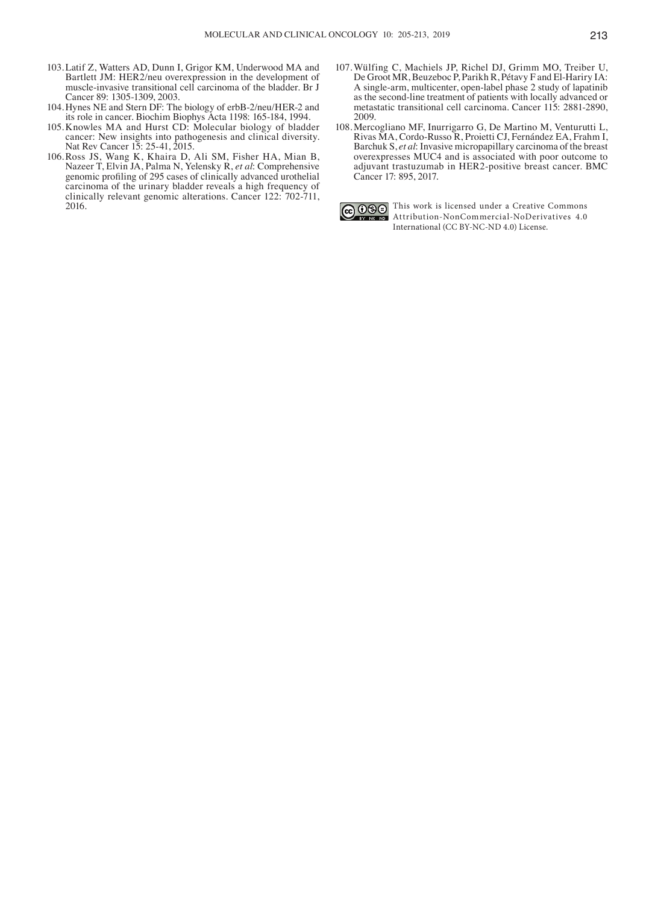103. Latif Z, Watters AD, Dunn I, Grigor KM, Underwood MA and Bartlett JM: HER2/neu overexpression in the development of muscle-invasive transitional cell carcinoma of the bladder. Br J Cancer 89: 1305-1309, 2003.

104. Hynes NE and Stern DF: The biology of erbB-2/neu/HER-2 and its role in cancer. Biochim Biophys Acta 1198: 165-184, 1994.

105. Knowles MA and Hurst CD: Molecular biology of bladder cancer: New insights into pathogenesis and clinical diversity. Nat Rev Cancer 15: 25-41, 2015.

106. Ross JS, Wang K, Khaira D, Ali SM, Fisher HA, Mian B, Nazeer T, Elvin JA, Palma N, Yelensky R, *et al*: Comprehensive genomic profiling of 295 cases of clinically advanced urothelial carcinoma of the urinary bladder reveals a high frequency of clinically relevant genomic alterations. Cancer 122: 702-711, 2016.

107. Wülfing C, Machiels JP, Richel DJ, Grimm MO, Treiber U, De Groot MR, Beuzeboc P, Parikh R, Pétavy F and El-Hariry IA: A single-arm, multicenter, open-label phase 2 study of lapatinib as the second-line treatment of patients with locally advanced or metastatic transitional cell carcinoma. Cancer 115: 2881-2890, 2009.

108. Mercogliano MF, Inurrigarro G, De Martino M, Venturutti L, Rivas MA, Cordo-Russo R, Proietti CJ, Fernández EA, Frahm I, Barchuk S, *et al*: Invasive micropapillary carcinoma of the breast overexpresses MUC4 and is associated with poor outcome to adjuvant trastuzumab in HER2-positive breast cancer. BMC Cancer 17: 895, 2017.

This work is licensed under a Creative Commons Attribution-NonCommercial-NoDerivatives 4.0 International (CC BY-NC-ND 4.0) License.